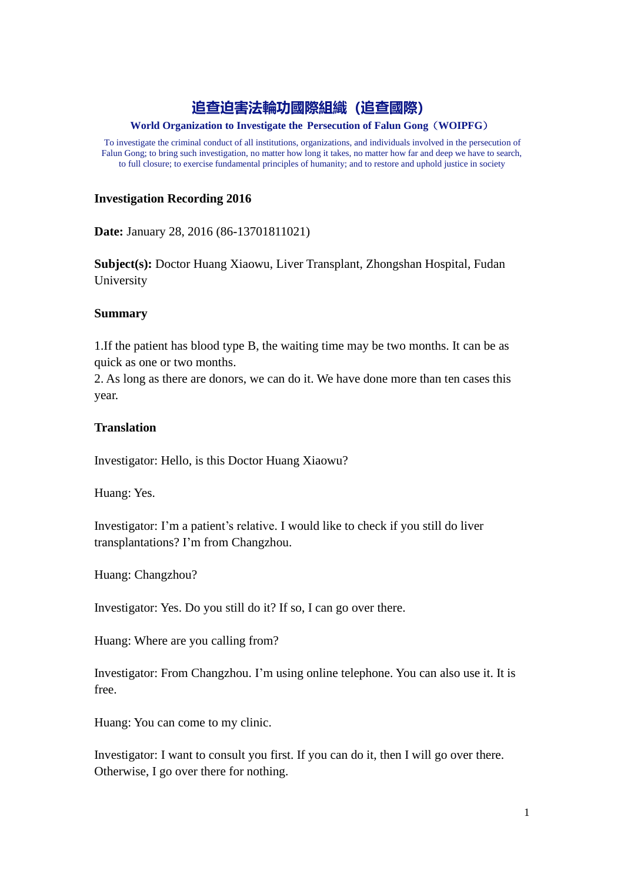# 追查迫害法輪功國際組織（追查國際）

**World Organization to Investigate the Persecution of Falun Gong（WOIPFG）**

To investigate the criminal conduct of all institutions, organizations, and individuals involved in the persecution of Falun Gong; to bring such investigation, no matter how long it takes, no matter how far and deep we have to search, to full closure; to exercise fundamental principles of humanity; and to restore and uphold justice in society

**Investigation Recording 2016**

**Date:** January 28, 2016 (86-13701811021)

**Subject(s):** Doctor Huang Xiaowu, Liver Transplant, Zhongshan Hospital, Fudan University

**Summary**

1.If the patient has blood type B, the waiting time may be two months. It can be as quick as one or two months.
2. As long as there are donors, we can do it. We have done more than ten cases this year.

**Translation**

Investigator: Hello, is this Doctor Huang Xiaowu?

Huang: Yes.

Investigator: I'm a patient's relative. I would like to check if you still do liver transplantations? I'm from Changzhou.

Huang: Changzhou?

Investigator: Yes. Do you still do it? If so, I can go over there.

Huang: Where are you calling from?

Investigator: From Changzhou. I'm using online telephone. You can also use it. It is free.

Huang: You can come to my clinic.

Investigator: I want to consult you first. If you can do it, then I will go over there. Otherwise, I go over there for nothing.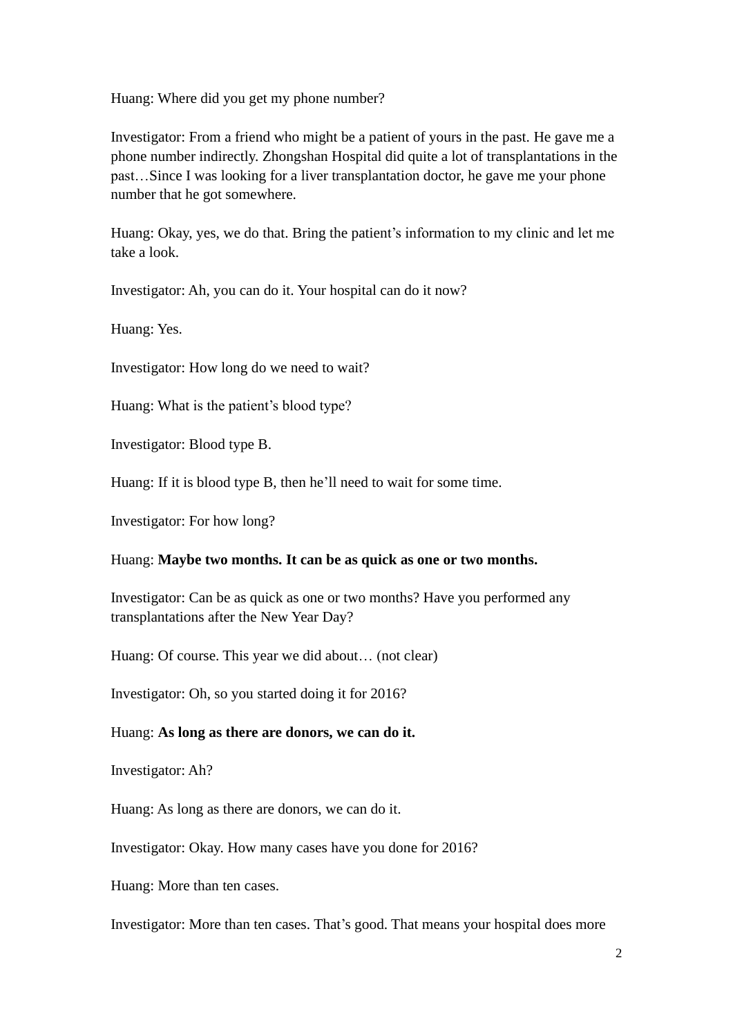Huang: Where did you get my phone number?

Investigator: From a friend who might be a patient of yours in the past. He gave me a phone number indirectly. Zhongshan Hospital did quite a lot of transplantations in the past…Since I was looking for a liver transplantation doctor, he gave me your phone number that he got somewhere.

Huang: Okay, yes, we do that. Bring the patient's information to my clinic and let me take a look.

Investigator: Ah, you can do it. Your hospital can do it now?

Huang: Yes.

Investigator: How long do we need to wait?

Huang: What is the patient's blood type?

Investigator: Blood type B.

Huang: If it is blood type B, then he'll need to wait for some time.

Investigator: For how long?

Huang: **Maybe two months. It can be as quick as one or two months.**

Investigator: Can be as quick as one or two months? Have you performed any transplantations after the New Year Day?

Huang: Of course. This year we did about… (not clear)

Investigator: Oh, so you started doing it for 2016?

Huang: **As long as there are donors, we can do it.**

Investigator: Ah?

Huang: As long as there are donors, we can do it.

Investigator: Okay. How many cases have you done for 2016?

Huang: More than ten cases.

Investigator: More than ten cases. That's good. That means your hospital does more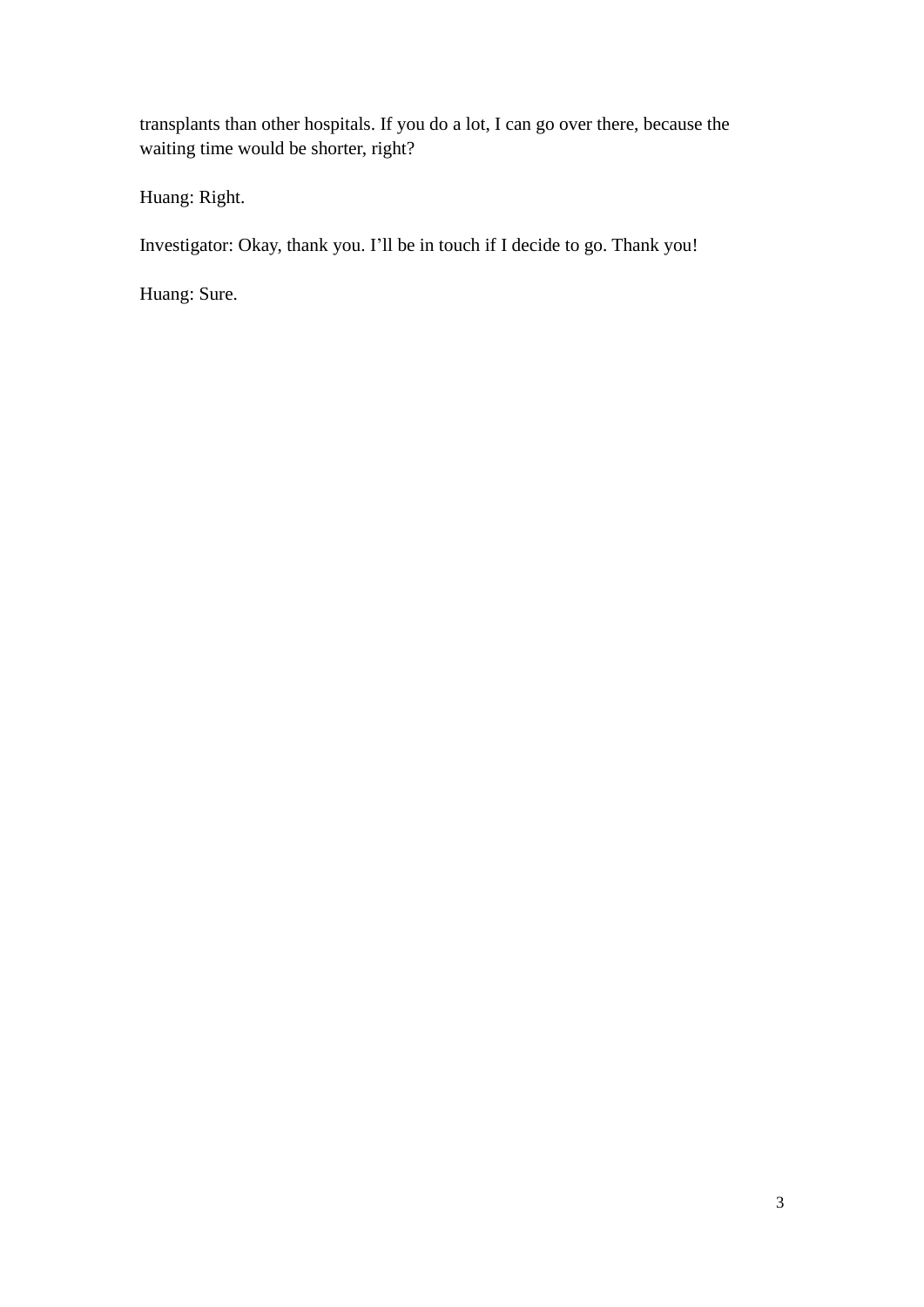transplants than other hospitals. If you do a lot, I can go over there, because the waiting time would be shorter, right?

Huang: Right.

Investigator: Okay, thank you. I'll be in touch if I decide to go. Thank you!

Huang: Sure.